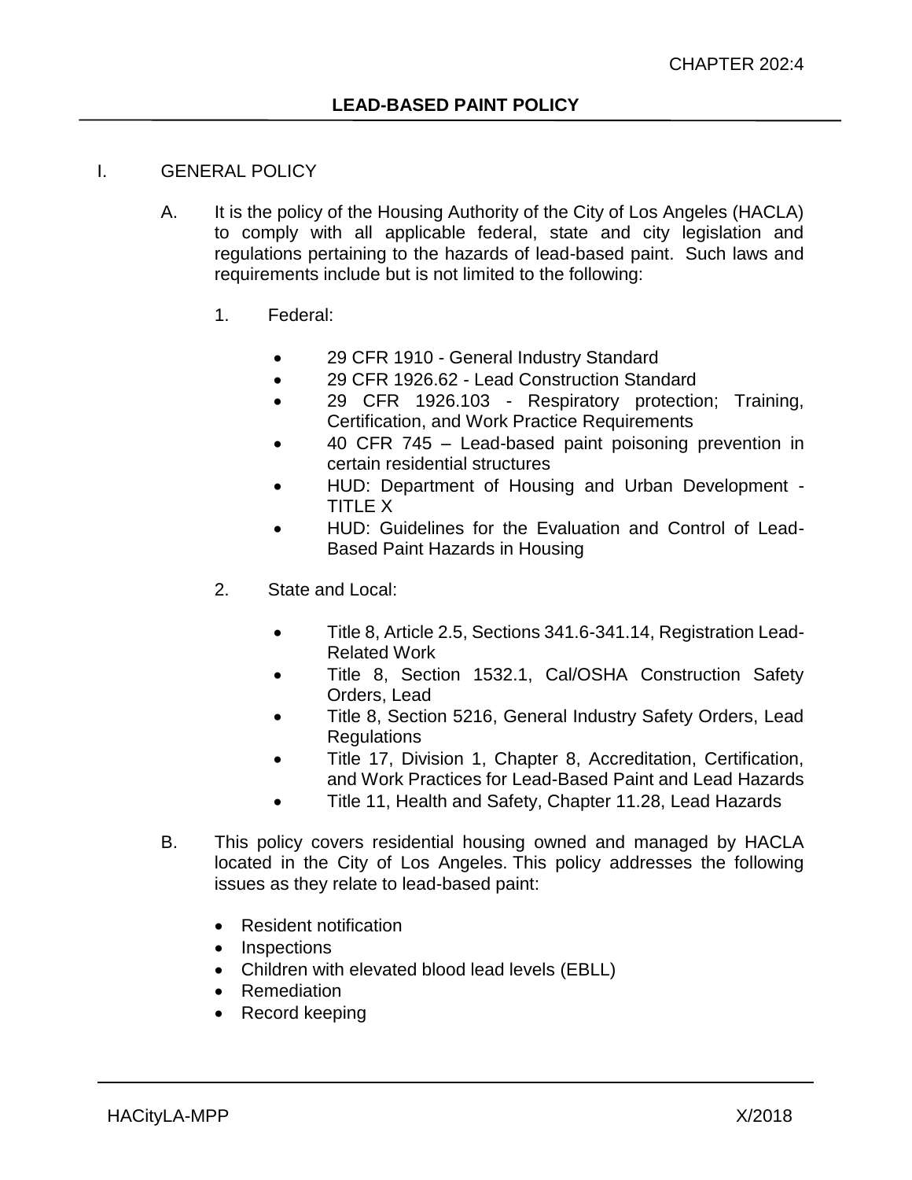CHAPTER 202:4

# LEAD-BASED PAINT POLICY

I. GENERAL POLICY

A. It is the policy of the Housing Authority of the City of Los Angeles (HACLA) to comply with all applicable federal, state and city legislation and regulations pertaining to the hazards of lead-based paint. Such laws and requirements include but is not limited to the following:

1. Federal:

- 29 CFR 1910 - General Industry Standard
- 29 CFR 1926.62 - Lead Construction Standard
- 29 CFR 1926.103 - Respiratory protection; Training, Certification, and Work Practice Requirements
- 40 CFR 745 – Lead-based paint poisoning prevention in certain residential structures
- HUD: Department of Housing and Urban Development - TITLE X
- HUD: Guidelines for the Evaluation and Control of Lead-Based Paint Hazards in Housing

2. State and Local:

- Title 8, Article 2.5, Sections 341.6-341.14, Registration Lead-Related Work
- Title 8, Section 1532.1, Cal/OSHA Construction Safety Orders, Lead
- Title 8, Section 5216, General Industry Safety Orders, Lead Regulations
- Title 17, Division 1, Chapter 8, Accreditation, Certification, and Work Practices for Lead-Based Paint and Lead Hazards
- Title 11, Health and Safety, Chapter 11.28, Lead Hazards

B. This policy covers residential housing owned and managed by HACLA located in the City of Los Angeles. This policy addresses the following issues as they relate to lead-based paint:

- Resident notification
- Inspections
- Children with elevated blood lead levels (EBLL)
- Remediation
- Record keeping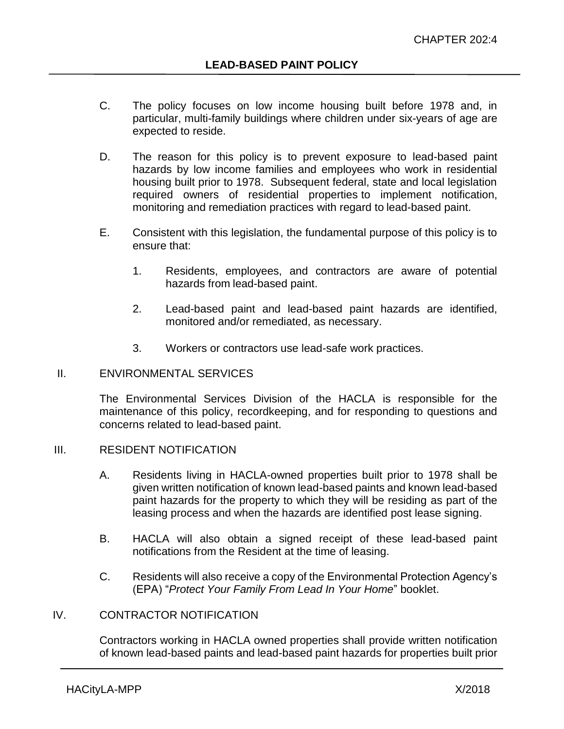C. The policy focuses on low income housing built before 1978 and, in particular, multi-family buildings where children under six-years of age are expected to reside.

D. The reason for this policy is to prevent exposure to lead-based paint hazards by low income families and employees who work in residential housing built prior to 1978. Subsequent federal, state and local legislation required owners of residential properties to implement notification, monitoring and remediation practices with regard to lead-based paint.

E. Consistent with this legislation, the fundamental purpose of this policy is to ensure that:

   1. Residents, employees, and contractors are aware of potential hazards from lead-based paint.

   2. Lead-based paint and lead-based paint hazards are identified, monitored and/or remediated, as necessary.

   3. Workers or contractors use lead-safe work practices.

## II. ENVIRONMENTAL SERVICES

The Environmental Services Division of the HACLA is responsible for the maintenance of this policy, recordkeeping, and for responding to questions and concerns related to lead-based paint.

## III. RESIDENT NOTIFICATION

A. Residents living in HACLA-owned properties built prior to 1978 shall be given written notification of known lead-based paints and known lead-based paint hazards for the property to which they will be residing as part of the leasing process and when the hazards are identified post lease signing.

B. HACLA will also obtain a signed receipt of these lead-based paint notifications from the Resident at the time of leasing.

C. Residents will also receive a copy of the Environmental Protection Agency's (EPA) "*Protect Your Family From Lead In Your Home*" booklet.

## IV. CONTRACTOR NOTIFICATION

Contractors working in HACLA owned properties shall provide written notification of known lead-based paints and lead-based paint hazards for properties built prior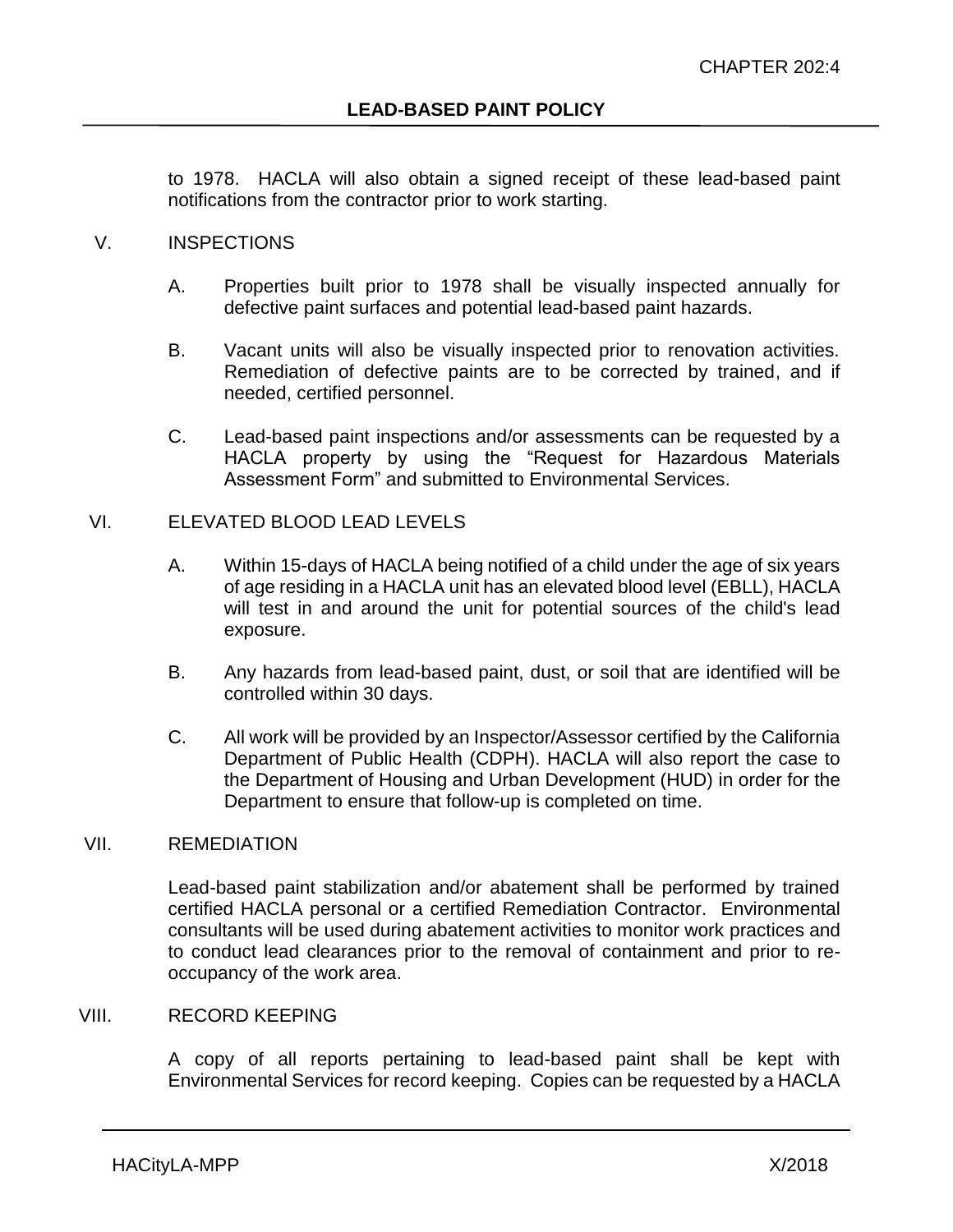to 1978. HACLA will also obtain a signed receipt of these lead-based paint notifications from the contractor prior to work starting.

## V. INSPECTIONS

A. Properties built prior to 1978 shall be visually inspected annually for defective paint surfaces and potential lead-based paint hazards.

B. Vacant units will also be visually inspected prior to renovation activities. Remediation of defective paints are to be corrected by trained, and if needed, certified personnel.

C. Lead-based paint inspections and/or assessments can be requested by a HACLA property by using the "Request for Hazardous Materials Assessment Form" and submitted to Environmental Services.

## VI. ELEVATED BLOOD LEAD LEVELS

A. Within 15-days of HACLA being notified of a child under the age of six years of age residing in a HACLA unit has an elevated blood level (EBLL), HACLA will test in and around the unit for potential sources of the child's lead exposure.

B. Any hazards from lead-based paint, dust, or soil that are identified will be controlled within 30 days.

C. All work will be provided by an Inspector/Assessor certified by the California Department of Public Health (CDPH). HACLA will also report the case to the Department of Housing and Urban Development (HUD) in order for the Department to ensure that follow-up is completed on time.

## VII. REMEDIATION

Lead-based paint stabilization and/or abatement shall be performed by trained certified HACLA personal or a certified Remediation Contractor. Environmental consultants will be used during abatement activities to monitor work practices and to conduct lead clearances prior to the removal of containment and prior to re-occupancy of the work area.

## VIII. RECORD KEEPING

A copy of all reports pertaining to lead-based paint shall be kept with Environmental Services for record keeping. Copies can be requested by a HACLA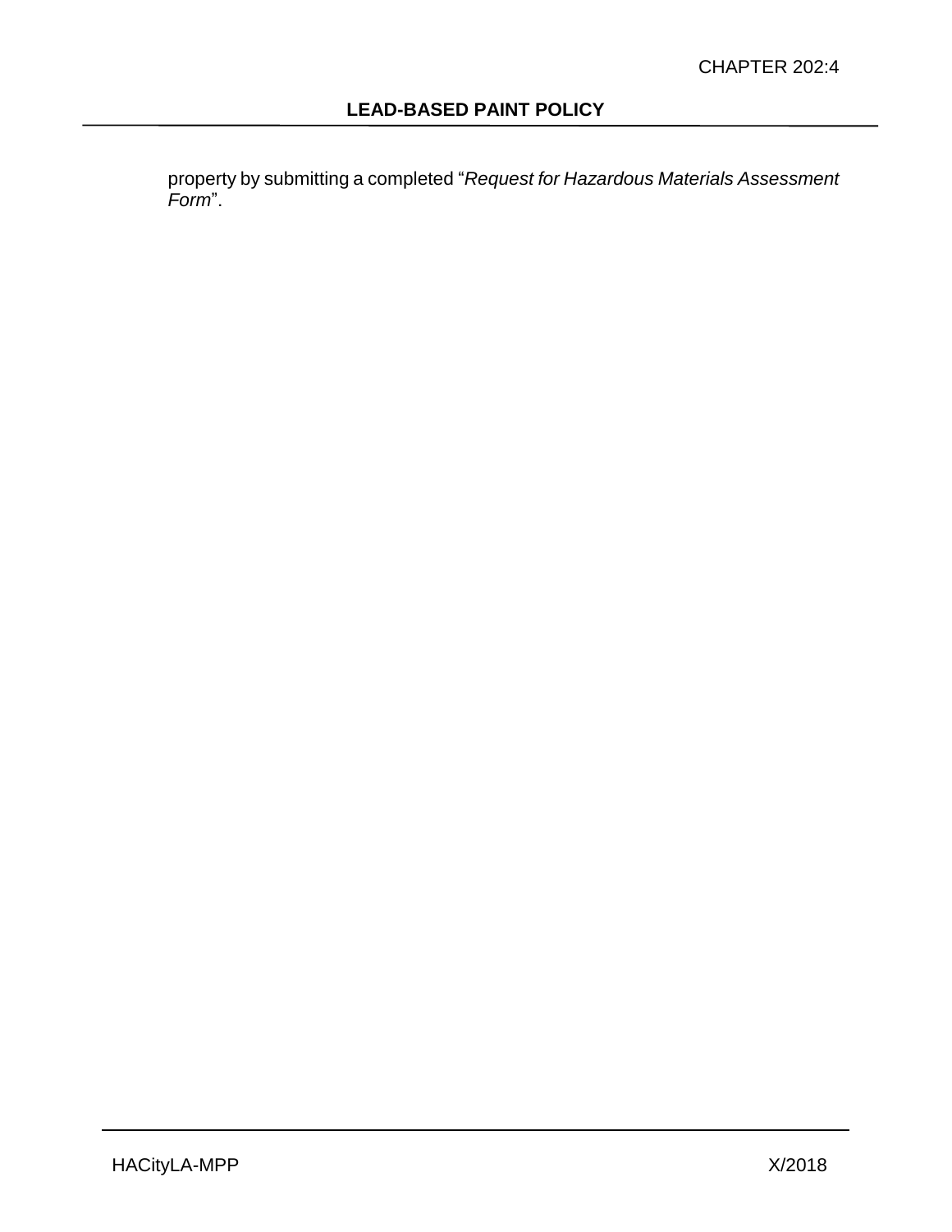property by submitting a completed “*Request for Hazardous Materials Assessment Form*”.